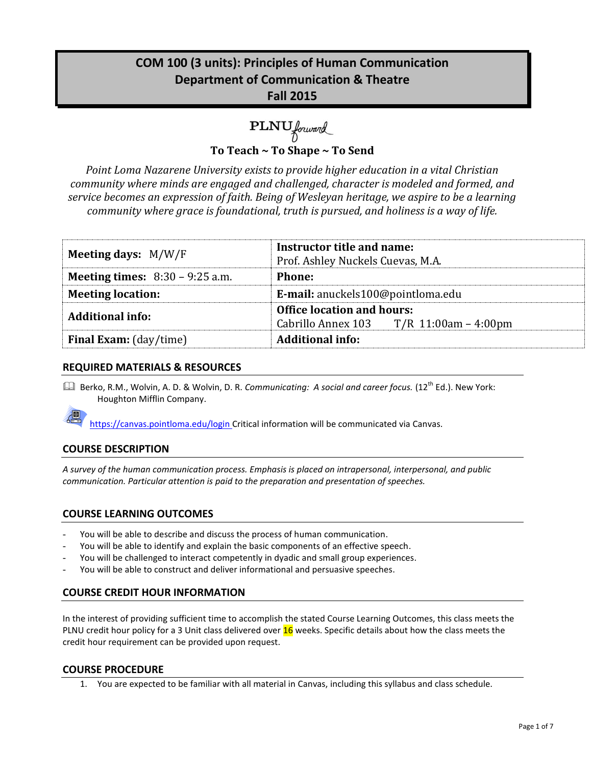# COM 100 (3 units): Principles of Human Communication
## Department of Communication & Theatre
## Fall 2015

PLNU forward

**To Teach ~ To Shape ~ To Send**

*Point Loma Nazarene University exists to provide higher education in a vital Christian community where minds are engaged and challenged, character is modeled and formed, and service becomes an expression of faith. Being of Wesleyan heritage, we aspire to be a learning community where grace is foundational, truth is pursued, and holiness is a way of life.*

| | |
|---|---|
| **Meeting days:** M/W/F | **Instructor title and name:** Prof. Ashley Nuckels Cuevas, M.A. |
| **Meeting times:** 8:30 – 9:25 a.m. | **Phone:** |
| **Meeting location:** | **E-mail:** anuckels100@pointloma.edu |
| **Additional info:** | **Office location and hours:** Cabrillo Annex 103 T/R 11:00am – 4:00pm |
| **Final Exam:** (day/time) | **Additional info:** |

## REQUIRED MATERIALS & RESOURCES

Berko, R.M., Wolvin, A. D. & Wolvin, D. R. *Communicating: A social and career focus.* (12th Ed.). New York: Houghton Mifflin Company.

https://canvas.pointloma.edu/login Critical information will be communicated via Canvas.

## COURSE DESCRIPTION

*A survey of the human communication process. Emphasis is placed on intrapersonal, interpersonal, and public communication. Particular attention is paid to the preparation and presentation of speeches.*

## COURSE LEARNING OUTCOMES

- You will be able to describe and discuss the process of human communication.
- You will be able to identify and explain the basic components of an effective speech.
- You will be challenged to interact competently in dyadic and small group experiences.
- You will be able to construct and deliver informational and persuasive speeches.

## COURSE CREDIT HOUR INFORMATION

In the interest of providing sufficient time to accomplish the stated Course Learning Outcomes, this class meets the PLNU credit hour policy for a 3 Unit class delivered over 16 weeks. Specific details about how the class meets the credit hour requirement can be provided upon request.

## COURSE PROCEDURE

1. You are expected to be familiar with all material in Canvas, including this syllabus and class schedule.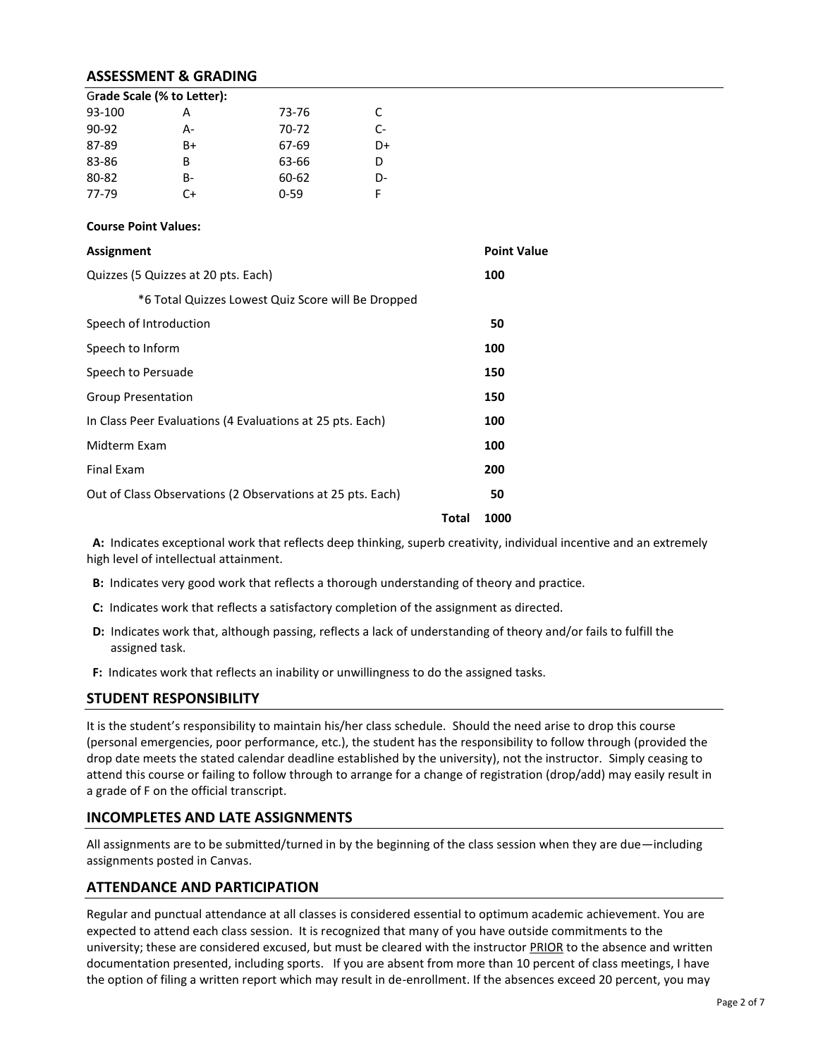## ASSESSMENT & GRADING

**Grade Scale (% to Letter):**

| | | | |
|---|---|---|---|
| 93-100 | A | 73-76 | C |
| 90-92 | A- | 70-72 | C- |
| 87-89 | B+ | 67-69 | D+ |
| 83-86 | B | 63-66 | D |
| 80-82 | B- | 60-62 | D- |
| 77-79 | C+ | 0-59 | F |

**Course Point Values:**

| Assignment | Point Value |
|---|---|
| Quizzes (5 Quizzes at 20 pts. Each) | 100 |
| *6 Total Quizzes Lowest Quiz Score will Be Dropped | |
| Speech of Introduction | 50 |
| Speech to Inform | 100 |
| Speech to Persuade | 150 |
| Group Presentation | 150 |
| In Class Peer Evaluations (4 Evaluations at 25 pts. Each) | 100 |
| Midterm Exam | 100 |
| Final Exam | 200 |
| Out of Class Observations (2 Observations at 25 pts. Each) | 50 |
| **Total** | **1000** |

**A:** Indicates exceptional work that reflects deep thinking, superb creativity, individual incentive and an extremely high level of intellectual attainment.

**B:** Indicates very good work that reflects a thorough understanding of theory and practice.

**C:** Indicates work that reflects a satisfactory completion of the assignment as directed.

**D:** Indicates work that, although passing, reflects a lack of understanding of theory and/or fails to fulfill the assigned task.

**F:** Indicates work that reflects an inability or unwillingness to do the assigned tasks.

## STUDENT RESPONSIBILITY

It is the student's responsibility to maintain his/her class schedule. Should the need arise to drop this course (personal emergencies, poor performance, etc.), the student has the responsibility to follow through (provided the drop date meets the stated calendar deadline established by the university), not the instructor. Simply ceasing to attend this course or failing to follow through to arrange for a change of registration (drop/add) may easily result in a grade of F on the official transcript.

## INCOMPLETES AND LATE ASSIGNMENTS

All assignments are to be submitted/turned in by the beginning of the class session when they are due—including assignments posted in Canvas.

## ATTENDANCE AND PARTICIPATION

Regular and punctual attendance at all classes is considered essential to optimum academic achievement. You are expected to attend each class session. It is recognized that many of you have outside commitments to the university; these are considered excused, but must be cleared with the instructor PRIOR to the absence and written documentation presented, including sports. If you are absent from more than 10 percent of class meetings, I have the option of filing a written report which may result in de-enrollment. If the absences exceed 20 percent, you may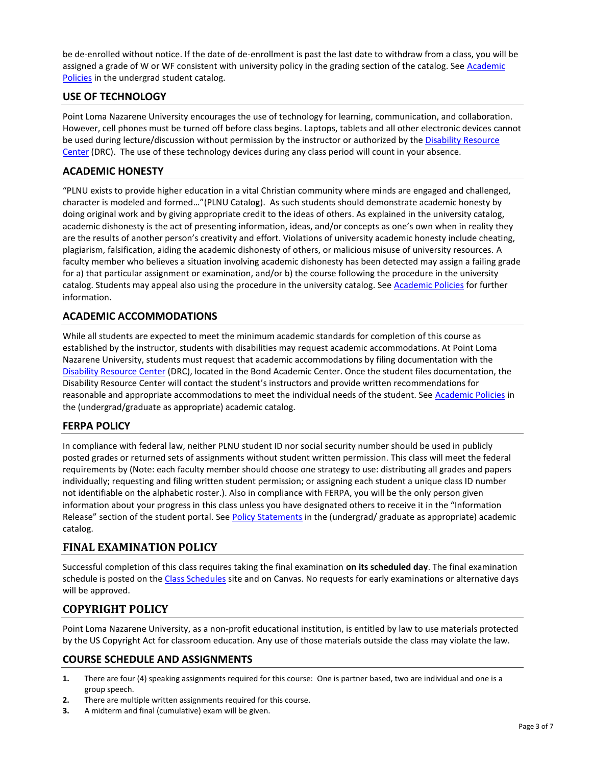be de-enrolled without notice. If the date of de-enrollment is past the last date to withdraw from a class, you will be assigned a grade of W or WF consistent with university policy in the grading section of the catalog. See Academic Policies in the undergrad student catalog.

## USE OF TECHNOLOGY

Point Loma Nazarene University encourages the use of technology for learning, communication, and collaboration. However, cell phones must be turned off before class begins. Laptops, tablets and all other electronic devices cannot be used during lecture/discussion without permission by the instructor or authorized by the Disability Resource Center (DRC). The use of these technology devices during any class period will count in your absence.

## ACADEMIC HONESTY

"PLNU exists to provide higher education in a vital Christian community where minds are engaged and challenged, character is modeled and formed…"(PLNU Catalog). As such students should demonstrate academic honesty by doing original work and by giving appropriate credit to the ideas of others. As explained in the university catalog, academic dishonesty is the act of presenting information, ideas, and/or concepts as one's own when in reality they are the results of another person's creativity and effort. Violations of university academic honesty include cheating, plagiarism, falsification, aiding the academic dishonesty of others, or malicious misuse of university resources. A faculty member who believes a situation involving academic dishonesty has been detected may assign a failing grade for a) that particular assignment or examination, and/or b) the course following the procedure in the university catalog. Students may appeal also using the procedure in the university catalog. See Academic Policies for further information.

## ACADEMIC ACCOMMODATIONS

While all students are expected to meet the minimum academic standards for completion of this course as established by the instructor, students with disabilities may request academic accommodations. At Point Loma Nazarene University, students must request that academic accommodations by filing documentation with the Disability Resource Center (DRC), located in the Bond Academic Center. Once the student files documentation, the Disability Resource Center will contact the student's instructors and provide written recommendations for reasonable and appropriate accommodations to meet the individual needs of the student. See Academic Policies in the (undergrad/graduate as appropriate) academic catalog.

## FERPA POLICY

In compliance with federal law, neither PLNU student ID nor social security number should be used in publicly posted grades or returned sets of assignments without student written permission. This class will meet the federal requirements by (Note: each faculty member should choose one strategy to use: distributing all grades and papers individually; requesting and filing written student permission; or assigning each student a unique class ID number not identifiable on the alphabetic roster.). Also in compliance with FERPA, you will be the only person given information about your progress in this class unless you have designated others to receive it in the "Information Release" section of the student portal. See Policy Statements in the (undergrad/ graduate as appropriate) academic catalog.

## FINAL EXAMINATION POLICY

Successful completion of this class requires taking the final examination **on its scheduled day**. The final examination schedule is posted on the Class Schedules site and on Canvas. No requests for early examinations or alternative days will be approved.

## COPYRIGHT POLICY

Point Loma Nazarene University, as a non-profit educational institution, is entitled by law to use materials protected by the US Copyright Act for classroom education. Any use of those materials outside the class may violate the law.

## COURSE SCHEDULE AND ASSIGNMENTS

1. There are four (4) speaking assignments required for this course: One is partner based, two are individual and one is a group speech.
2. There are multiple written assignments required for this course.
3. A midterm and final (cumulative) exam will be given.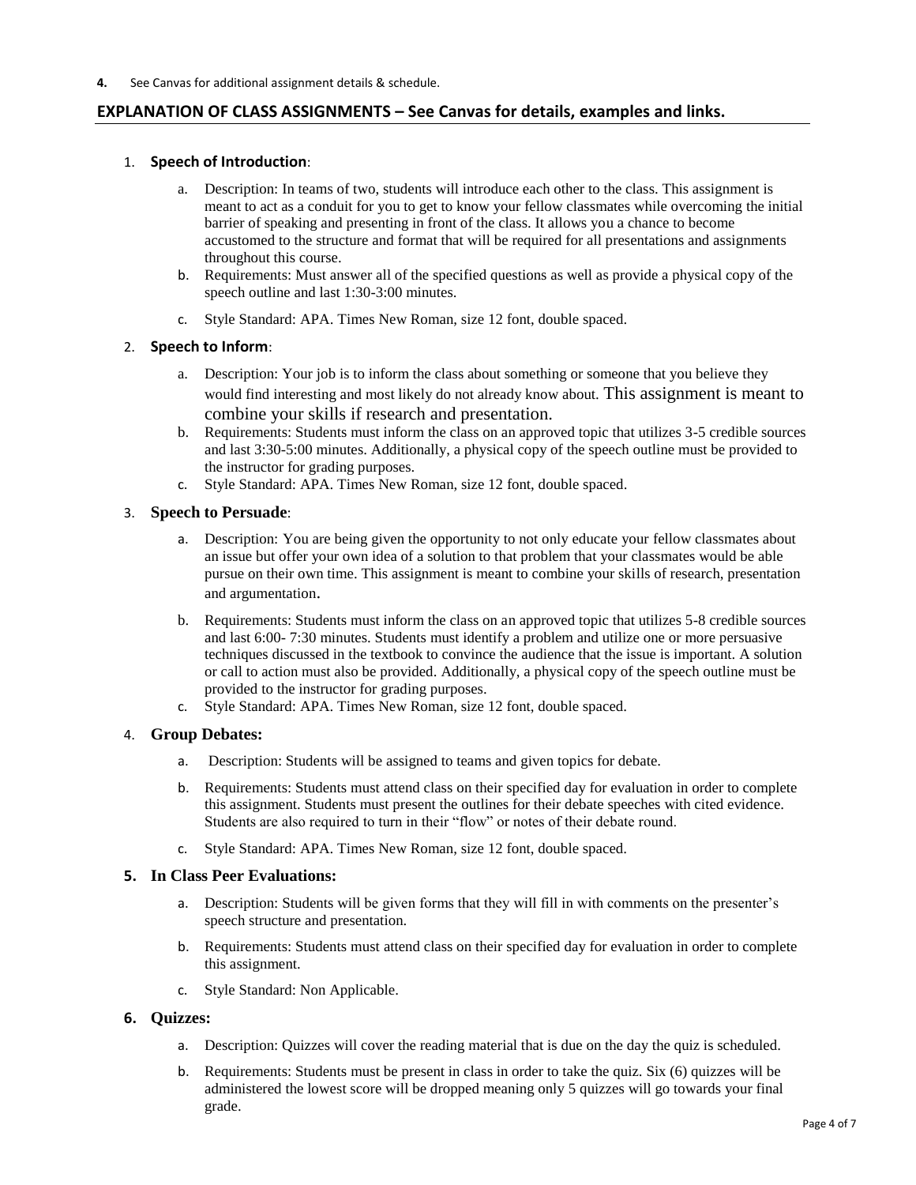**4.** See Canvas for additional assignment details & schedule.

## EXPLANATION OF CLASS ASSIGNMENTS – See Canvas for details, examples and links.

1. **Speech of Introduction**:
   a. Description: In teams of two, students will introduce each other to the class. This assignment is meant to act as a conduit for you to get to know your fellow classmates while overcoming the initial barrier of speaking and presenting in front of the class. It allows you a chance to become accustomed to the structure and format that will be required for all presentations and assignments throughout this course.
   b. Requirements: Must answer all of the specified questions as well as provide a physical copy of the speech outline and last 1:30-3:00 minutes.
   c. Style Standard: APA. Times New Roman, size 12 font, double spaced.

2. **Speech to Inform**:
   a. Description: Your job is to inform the class about something or someone that you believe they would find interesting and most likely do not already know about. This assignment is meant to combine your skills if research and presentation.
   b. Requirements: Students must inform the class on an approved topic that utilizes 3-5 credible sources and last 3:30-5:00 minutes. Additionally, a physical copy of the speech outline must be provided to the instructor for grading purposes.
   c. Style Standard: APA. Times New Roman, size 12 font, double spaced.

3. **Speech to Persuade**:
   a. Description: You are being given the opportunity to not only educate your fellow classmates about an issue but offer your own idea of a solution to that problem that your classmates would be able pursue on their own time. This assignment is meant to combine your skills of research, presentation and argumentation.
   b. Requirements: Students must inform the class on an approved topic that utilizes 5-8 credible sources and last 6:00- 7:30 minutes. Students must identify a problem and utilize one or more persuasive techniques discussed in the textbook to convince the audience that the issue is important. A solution or call to action must also be provided. Additionally, a physical copy of the speech outline must be provided to the instructor for grading purposes.
   c. Style Standard: APA. Times New Roman, size 12 font, double spaced.

4. **Group Debates:**
   a. Description: Students will be assigned to teams and given topics for debate.
   b. Requirements: Students must attend class on their specified day for evaluation in order to complete this assignment. Students must present the outlines for their debate speeches with cited evidence. Students are also required to turn in their "flow" or notes of their debate round.
   c. Style Standard: APA. Times New Roman, size 12 font, double spaced.

5. **In Class Peer Evaluations:**
   a. Description: Students will be given forms that they will fill in with comments on the presenter's speech structure and presentation.
   b. Requirements: Students must attend class on their specified day for evaluation in order to complete this assignment.
   c. Style Standard: Non Applicable.

6. **Quizzes:**
   a. Description: Quizzes will cover the reading material that is due on the day the quiz is scheduled.
   b. Requirements: Students must be present in class in order to take the quiz. Six (6) quizzes will be administered the lowest score will be dropped meaning only 5 quizzes will go towards your final grade.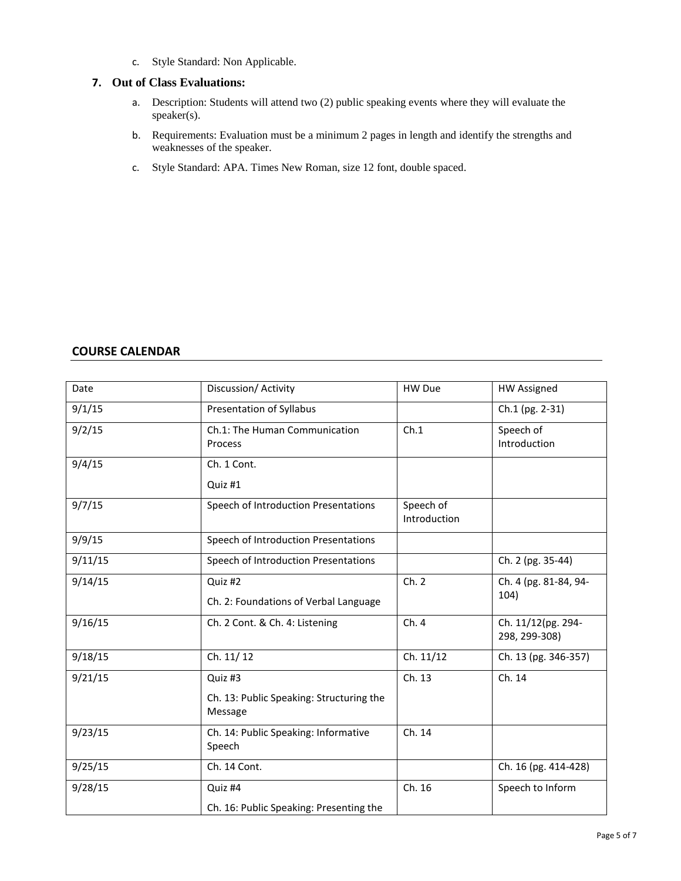c. Style Standard: Non Applicable.

**7. Out of Class Evaluations:**

a. Description: Students will attend two (2) public speaking events where they will evaluate the speaker(s).

b. Requirements: Evaluation must be a minimum 2 pages in length and identify the strengths and weaknesses of the speaker.

c. Style Standard: APA. Times New Roman, size 12 font, double spaced.

## COURSE CALENDAR

| Date | Discussion/ Activity | HW Due | HW Assigned |
|---|---|---|---|
| 9/1/15 | Presentation of Syllabus | | Ch.1 (pg. 2-31) |
| 9/2/15 | Ch.1: The Human Communication Process | Ch.1 | Speech of Introduction |
| 9/4/15 | Ch. 1 Cont.<br>Quiz #1 | | |
| 9/7/15 | Speech of Introduction Presentations | Speech of Introduction | |
| 9/9/15 | Speech of Introduction Presentations | | |
| 9/11/15 | Speech of Introduction Presentations | | Ch. 2 (pg. 35-44) |
| 9/14/15 | Quiz #2<br>Ch. 2: Foundations of Verbal Language | Ch. 2 | Ch. 4 (pg. 81-84, 94-104) |
| 9/16/15 | Ch. 2 Cont. & Ch. 4: Listening | Ch. 4 | Ch. 11/12(pg. 294-298, 299-308) |
| 9/18/15 | Ch. 11/ 12 | Ch. 11/12 | Ch. 13 (pg. 346-357) |
| 9/21/15 | Quiz #3<br>Ch. 13: Public Speaking: Structuring the Message | Ch. 13 | Ch. 14 |
| 9/23/15 | Ch. 14: Public Speaking: Informative Speech | Ch. 14 | |
| 9/25/15 | Ch. 14 Cont. | | Ch. 16 (pg. 414-428) |
| 9/28/15 | Quiz #4<br>Ch. 16: Public Speaking: Presenting the | Ch. 16 | Speech to Inform |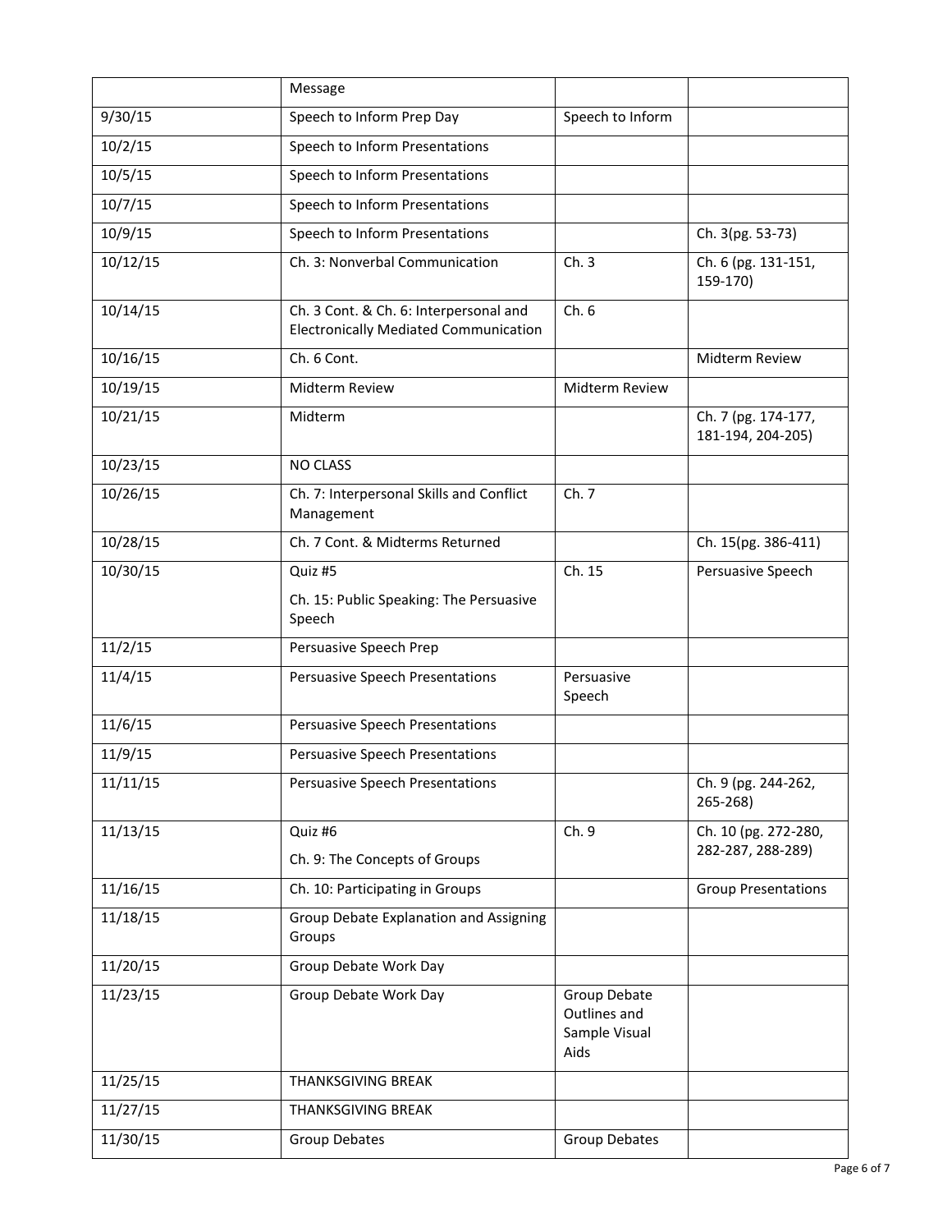| | | | |
|---|---|---|---|
| | Message | | |
| 9/30/15 | Speech to Inform Prep Day | Speech to Inform | |
| 10/2/15 | Speech to Inform Presentations | | |
| 10/5/15 | Speech to Inform Presentations | | |
| 10/7/15 | Speech to Inform Presentations | | |
| 10/9/15 | Speech to Inform Presentations | | Ch. 3(pg. 53-73) |
| 10/12/15 | Ch. 3: Nonverbal Communication | Ch. 3 | Ch. 6 (pg. 131-151, 159-170) |
| 10/14/15 | Ch. 3 Cont. & Ch. 6: Interpersonal and Electronically Mediated Communication | Ch. 6 | |
| 10/16/15 | Ch. 6 Cont. | | Midterm Review |
| 10/19/15 | Midterm Review | Midterm Review | |
| 10/21/15 | Midterm | | Ch. 7 (pg. 174-177, 181-194, 204-205) |
| 10/23/15 | NO CLASS | | |
| 10/26/15 | Ch. 7: Interpersonal Skills and Conflict Management | Ch. 7 | |
| 10/28/15 | Ch. 7 Cont. & Midterms Returned | | Ch. 15(pg. 386-411) |
| 10/30/15 | Quiz #5<br>Ch. 15: Public Speaking: The Persuasive Speech | Ch. 15 | Persuasive Speech |
| 11/2/15 | Persuasive Speech Prep | | |
| 11/4/15 | Persuasive Speech Presentations | Persuasive Speech | |
| 11/6/15 | Persuasive Speech Presentations | | |
| 11/9/15 | Persuasive Speech Presentations | | |
| 11/11/15 | Persuasive Speech Presentations | | Ch. 9 (pg. 244-262, 265-268) |
| 11/13/15 | Quiz #6<br>Ch. 9: The Concepts of Groups | Ch. 9 | Ch. 10 (pg. 272-280, 282-287, 288-289) |
| 11/16/15 | Ch. 10: Participating in Groups | | Group Presentations |
| 11/18/15 | Group Debate Explanation and Assigning Groups | | |
| 11/20/15 | Group Debate Work Day | | |
| 11/23/15 | Group Debate Work Day | Group Debate Outlines and Sample Visual Aids | |
| 11/25/15 | THANKSGIVING BREAK | | |
| 11/27/15 | THANKSGIVING BREAK | | |
| 11/30/15 | Group Debates | Group Debates | |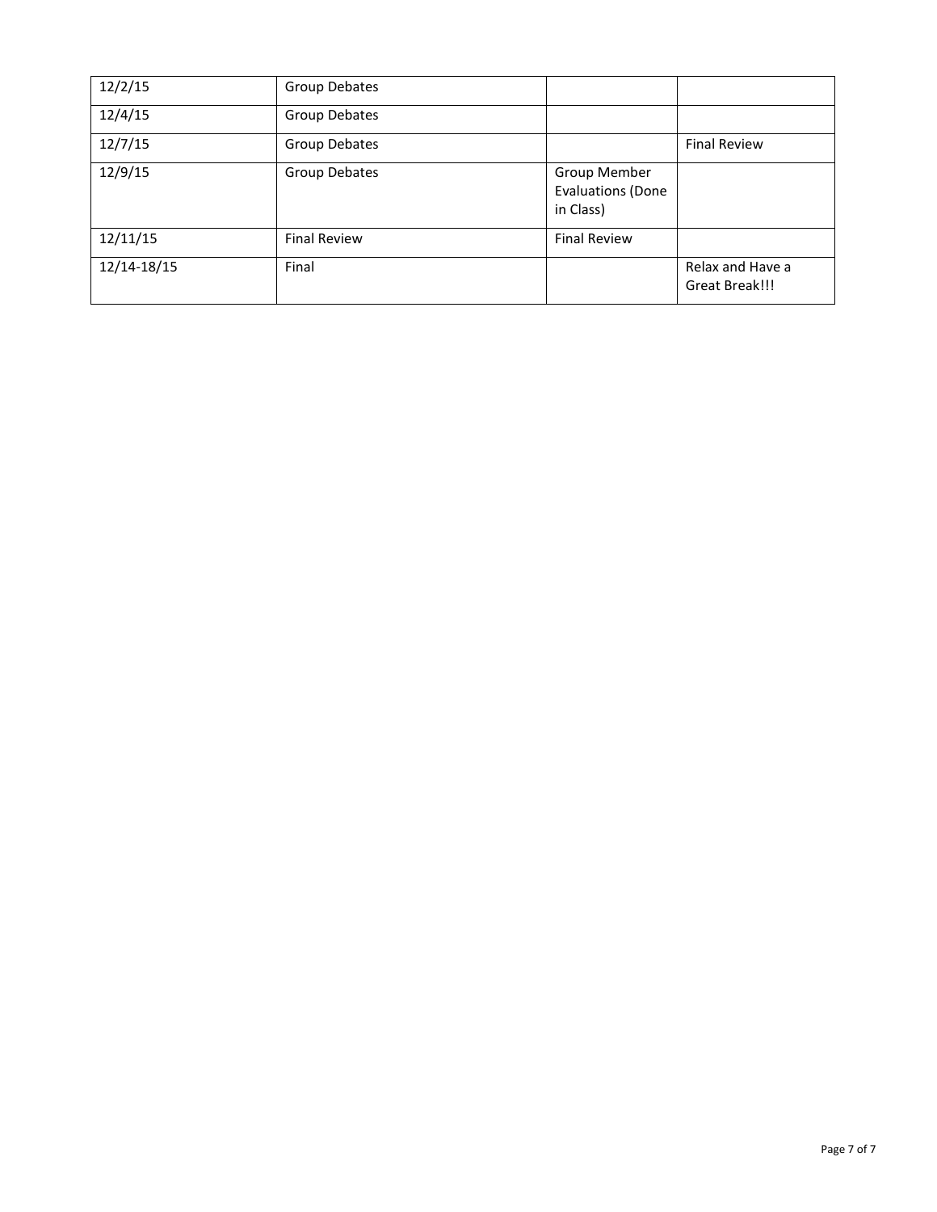| | | | |
|---|---|---|---|
| 12/2/15 | Group Debates | | |
| 12/4/15 | Group Debates | | |
| 12/7/15 | Group Debates | | Final Review |
| 12/9/15 | Group Debates | Group Member Evaluations (Done in Class) | |
| 12/11/15 | Final Review | Final Review | |
| 12/14-18/15 | Final | | Relax and Have a Great Break!!! |